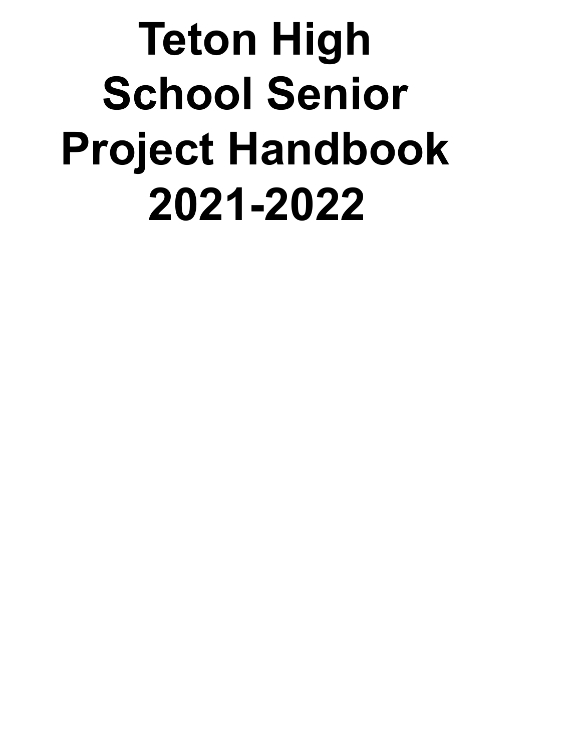# Teton High School Senior Project Handbook 2021-2022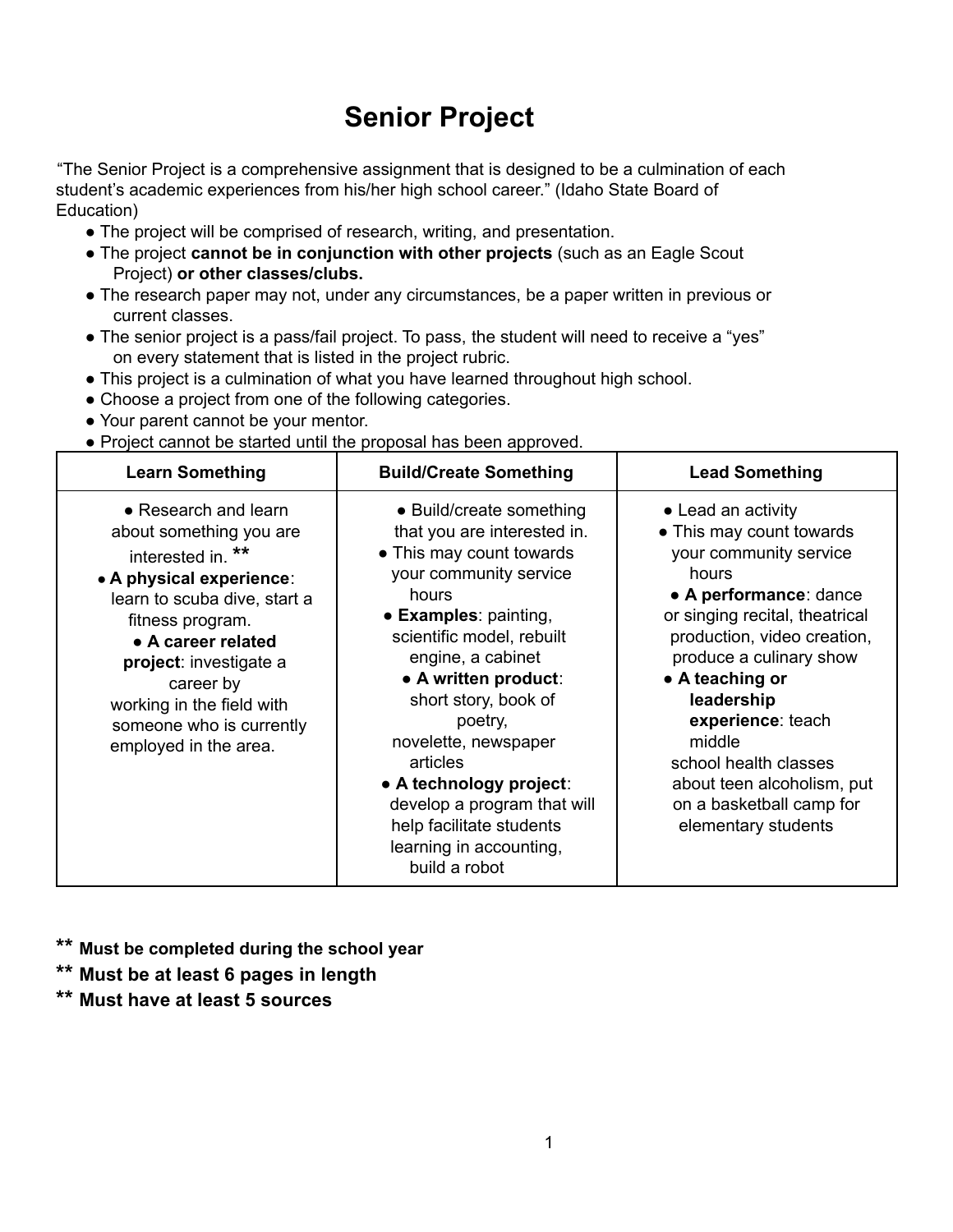# Senior Project

"The Senior Project is a comprehensive assignment that is designed to be a culmination of each student's academic experiences from his/her high school career." (Idaho State Board of Education)

- The project will be comprised of research, writing, and presentation.
- The project **cannot be in conjunction with other projects** (such as an Eagle Scout Project) **or other classes/clubs.**
- The research paper may not, under any circumstances, be a paper written in previous or current classes.
- The senior project is a pass/fail project. To pass, the student will need to receive a "yes" on every statement that is listed in the project rubric.
- This project is a culmination of what you have learned throughout high school.
- Choose a project from one of the following categories.
- Your parent cannot be your mentor.
- Project cannot be started until the proposal has been approved.

| Learn Something | Build/Create Something | Lead Something |
|---|---|---|
| • Research and learn about something you are interested in. ** <br> • **A physical experience**: learn to scuba dive, start a fitness program. <br> • **A career related project**: investigate a career by working in the field with someone who is currently employed in the area. | • Build/create something that you are interested in. <br> • This may count towards your community service hours <br> • **Examples**: painting, scientific model, rebuilt engine, a cabinet <br> • **A written product**: short story, book of poetry, novelette, newspaper articles <br> • **A technology project**: develop a program that will help facilitate students learning in accounting, build a robot | • Lead an activity <br> • This may count towards your community service hours <br> • **A performance**: dance or singing recital, theatrical production, video creation, produce a culinary show <br> • **A teaching or leadership experience**: teach middle school health classes about teen alcoholism, put on a basketball camp for elementary students |

**\*\* Must be completed during the school year**

**\*\* Must be at least 6 pages in length**

**\*\* Must have at least 5 sources**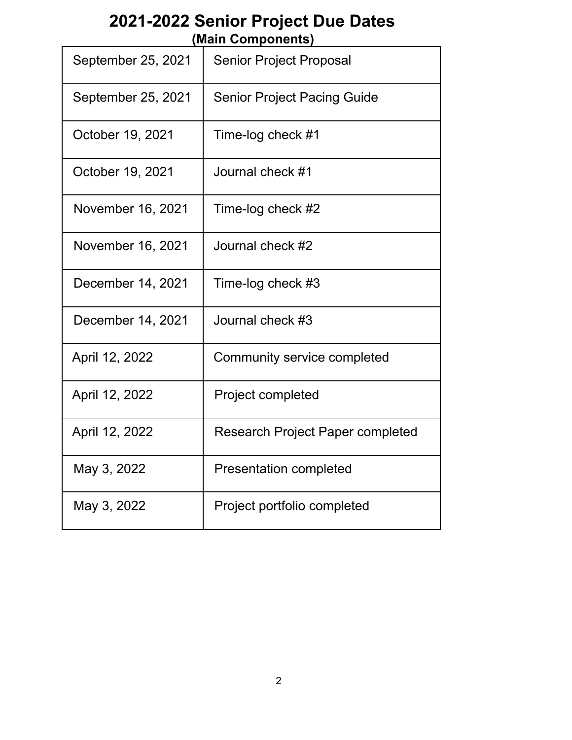# 2021-2022 Senior Project Due Dates

**(Main Components)**

| | |
|---|---|
| September 25, 2021 | Senior Project Proposal |
| September 25, 2021 | Senior Project Pacing Guide |
| October 19, 2021 | Time-log check #1 |
| October 19, 2021 | Journal check #1 |
| November 16, 2021 | Time-log check #2 |
| November 16, 2021 | Journal check #2 |
| December 14, 2021 | Time-log check #3 |
| December 14, 2021 | Journal check #3 |
| April 12, 2022 | Community service completed |
| April 12, 2022 | Project completed |
| April 12, 2022 | Research Project Paper completed |
| May 3, 2022 | Presentation completed |
| May 3, 2022 | Project portfolio completed |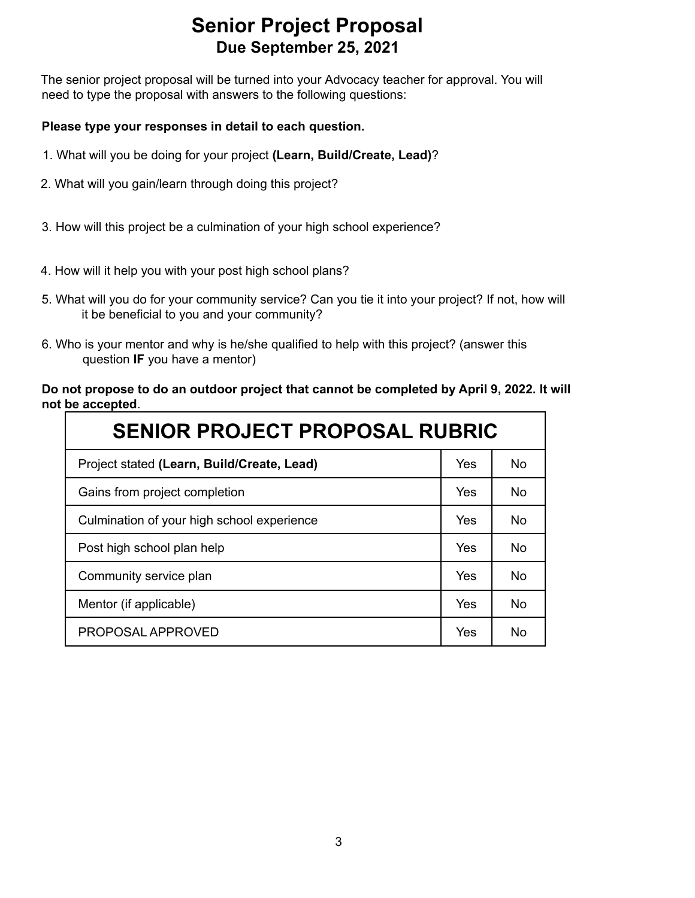# Senior Project Proposal

## Due September 25, 2021

The senior project proposal will be turned into your Advocacy teacher for approval. You will need to type the proposal with answers to the following questions:

**Please type your responses in detail to each question.**

1. What will you be doing for your project **(Learn, Build/Create, Lead)**?
2. What will you gain/learn through doing this project?
3. How will this project be a culmination of your high school experience?
4. How will it help you with your post high school plans?
5. What will you do for your community service? Can you tie it into your project? If not, how will it be beneficial to you and your community?
6. Who is your mentor and why is he/she qualified to help with this project? (answer this question **IF** you have a mentor)

**Do not propose to do an outdoor project that cannot be completed by April 9, 2022. It will not be accepted**.

| SENIOR PROJECT PROPOSAL RUBRIC | | |
|---|---|---|
| Project stated **(Learn, Build/Create, Lead)** | Yes | No |
| Gains from project completion | Yes | No |
| Culmination of your high school experience | Yes | No |
| Post high school plan help | Yes | No |
| Community service plan | Yes | No |
| Mentor (if applicable) | Yes | No |
| PROPOSAL APPROVED | Yes | No |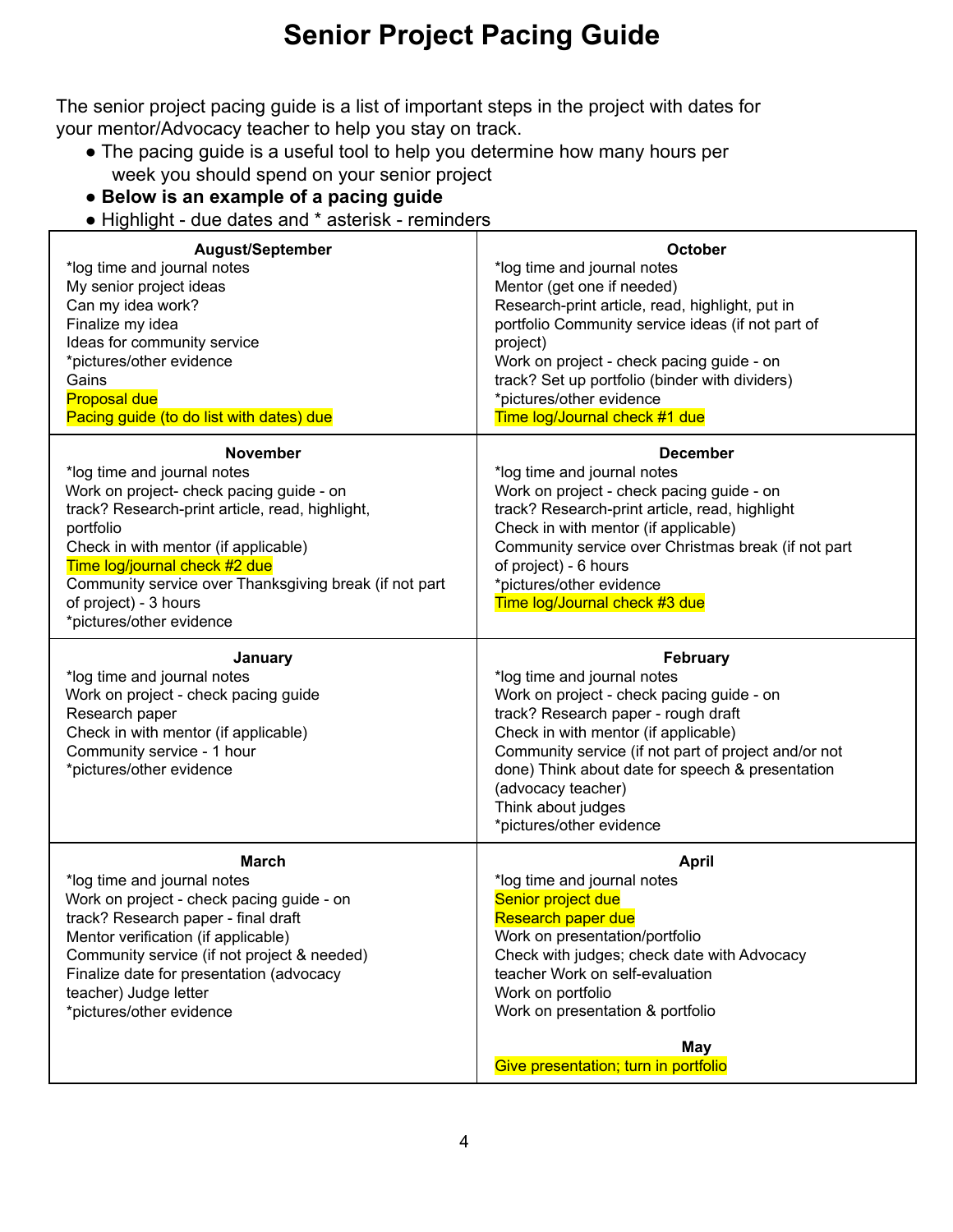# Senior Project Pacing Guide

The senior project pacing guide is a list of important steps in the project with dates for your mentor/Advocacy teacher to help you stay on track.

- The pacing guide is a useful tool to help you determine how many hours per week you should spend on your senior project
- **Below is an example of a pacing guide**
- Highlight - due dates and * asterisk - reminders

| August/September | October |
|---|---|
| *log time and journal notes<br>My senior project ideas<br>Can my idea work?<br>Finalize my idea<br>Ideas for community service<br>*pictures/other evidence<br>Gains<br>Proposal due<br>Pacing guide (to do list with dates) due | *log time and journal notes<br>Mentor (get one if needed)<br>Research-print article, read, highlight, put in portfolio Community service ideas (if not part of project)<br>Work on project - check pacing guide - on track? Set up portfolio (binder with dividers)<br>*pictures/other evidence<br>Time log/Journal check #1 due |
| **November** | **December** |
| *log time and journal notes<br>Work on project- check pacing guide - on track? Research-print article, read, highlight, portfolio<br>Check in with mentor (if applicable)<br>Time log/journal check #2 due<br>Community service over Thanksgiving break (if not part of project) - 3 hours<br>*pictures/other evidence | *log time and journal notes<br>Work on project - check pacing guide - on track? Research-print article, read, highlight<br>Check in with mentor (if applicable)<br>Community service over Christmas break (if not part of project) - 6 hours<br>*pictures/other evidence<br>Time log/Journal check #3 due |
| **January** | **February** |
| *log time and journal notes<br>Work on project - check pacing guide<br>Research paper<br>Check in with mentor (if applicable)<br>Community service - 1 hour<br>*pictures/other evidence | *log time and journal notes<br>Work on project - check pacing guide - on track? Research paper - rough draft<br>Check in with mentor (if applicable)<br>Community service (if not part of project and/or not done) Think about date for speech & presentation (advocacy teacher)<br>Think about judges<br>*pictures/other evidence |
| **March** | **April** |
| *log time and journal notes<br>Work on project - check pacing guide - on track? Research paper - final draft<br>Mentor verification (if applicable)<br>Community service (if not project & needed)<br>Finalize date for presentation (advocacy teacher) Judge letter<br>*pictures/other evidence | *log time and journal notes<br>Senior project due<br>Research paper due<br>Work on presentation/portfolio<br>Check with judges; check date with Advocacy teacher Work on self-evaluation<br>Work on portfolio<br>Work on presentation & portfolio<br><br>**May**<br>Give presentation; turn in portfolio |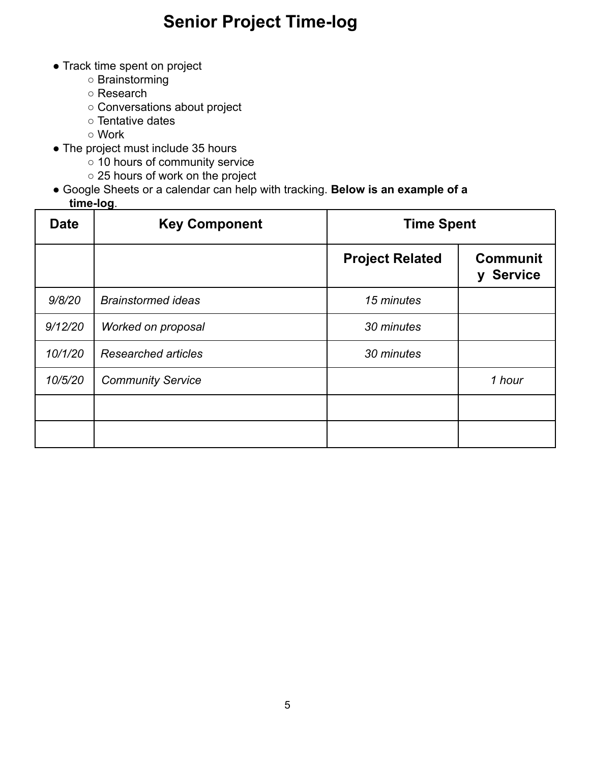# Senior Project Time-log

- Track time spent on project
  - Brainstorming
  - Research
  - Conversations about project
  - Tentative dates
  - Work
- The project must include 35 hours
  - 10 hours of community service
  - 25 hours of work on the project
- Google Sheets or a calendar can help with tracking. **Below is an example of a time-log**.

| **Date** | **Key Component** | **Time Spent** | |
|---|---|---|---|
| | | **Project Related** | **Community Service** |
| *9/8/20* | *Brainstormed ideas* | *15 minutes* | |
| *9/12/20* | *Worked on proposal* | *30 minutes* | |
| *10/1/20* | *Researched articles* | *30 minutes* | |
| *10/5/20* | *Community Service* | | *1 hour* |
| | | | |
| | | | |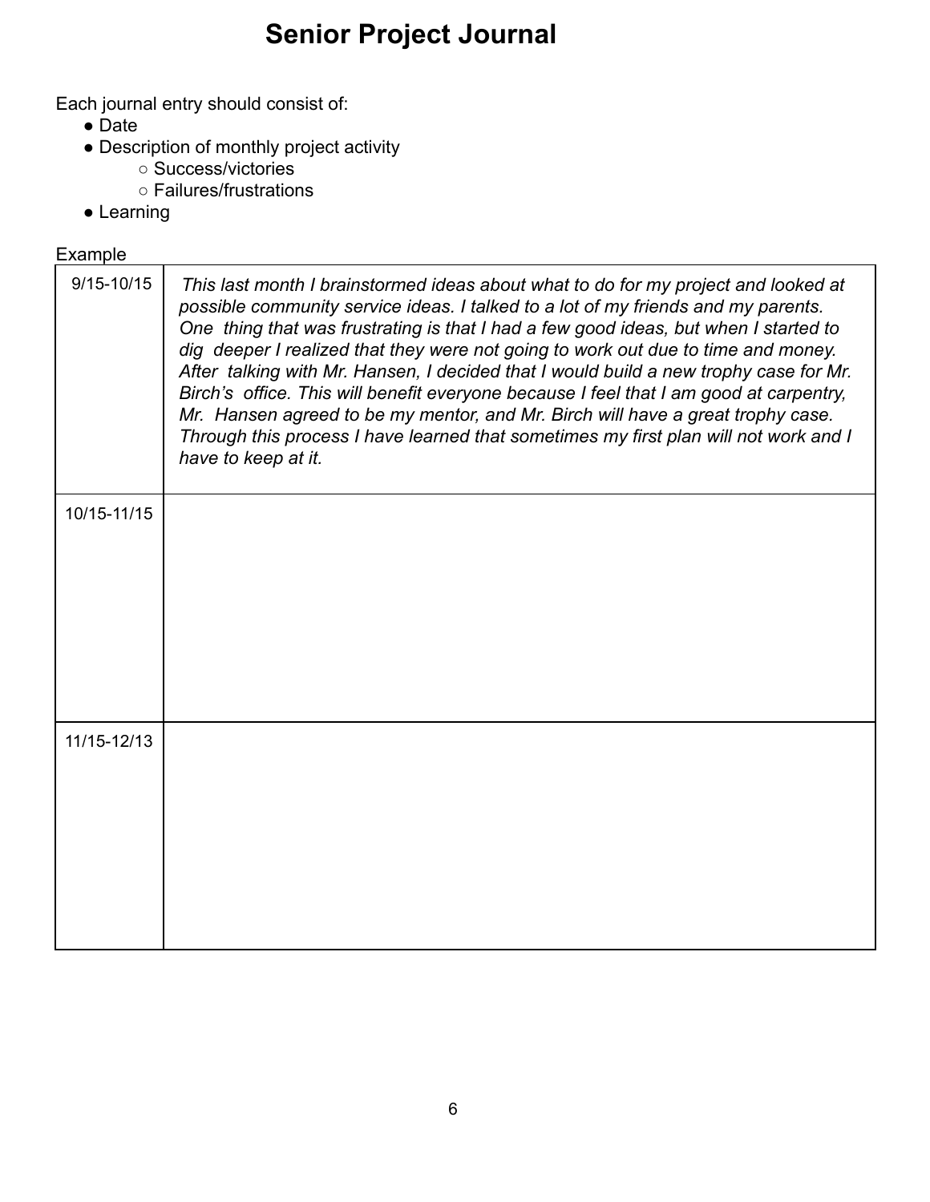# Senior Project Journal

Each journal entry should consist of:

- Date
- Description of monthly project activity
  - Success/victories
  - Failures/frustrations
- Learning

Example

| | |
|---|---|
| 9/15-10/15 | *This last month I brainstormed ideas about what to do for my project and looked at possible community service ideas. I talked to a lot of my friends and my parents. One thing that was frustrating is that I had a few good ideas, but when I started to dig deeper I realized that they were not going to work out due to time and money. After talking with Mr. Hansen, I decided that I would build a new trophy case for Mr. Birch's office. This will benefit everyone because I feel that I am good at carpentry, Mr. Hansen agreed to be my mentor, and Mr. Birch will have a great trophy case. Through this process I have learned that sometimes my first plan will not work and I have to keep at it.* |
| 10/15-11/15 | |
| 11/15-12/13 | |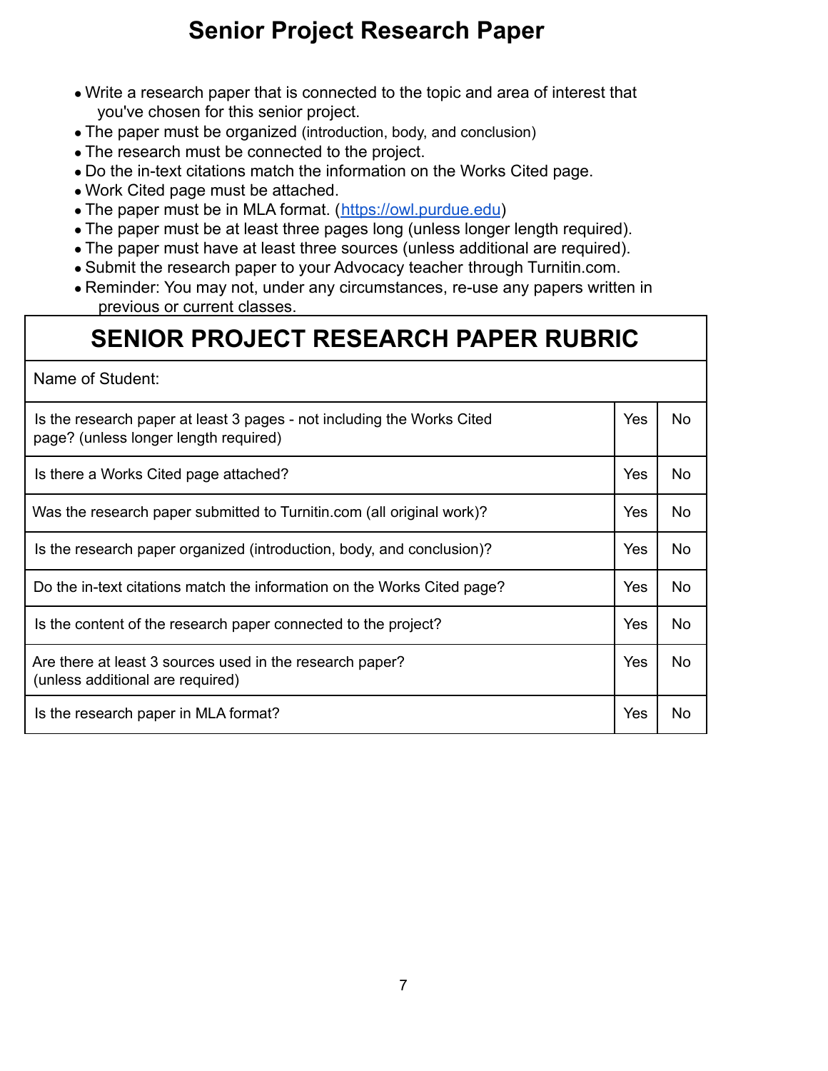# Senior Project Research Paper

- Write a research paper that is connected to the topic and area of interest that you've chosen for this senior project.
- The paper must be organized (introduction, body, and conclusion)
- The research must be connected to the project.
- Do the in-text citations match the information on the Works Cited page.
- Work Cited page must be attached.
- The paper must be in MLA format. (https://owl.purdue.edu)
- The paper must be at least three pages long (unless longer length required).
- The paper must have at least three sources (unless additional are required).
- Submit the research paper to your Advocacy teacher through Turnitin.com.
- Reminder: You may not, under any circumstances, re-use any papers written in previous or current classes.

## SENIOR PROJECT RESEARCH PAPER RUBRIC

| Name of Student: | | |
|---|---|---|
| Is the research paper at least 3 pages - not including the Works Cited page? (unless longer length required) | Yes | No |
| Is there a Works Cited page attached? | Yes | No |
| Was the research paper submitted to Turnitin.com (all original work)? | Yes | No |
| Is the research paper organized (introduction, body, and conclusion)? | Yes | No |
| Do the in-text citations match the information on the Works Cited page? | Yes | No |
| Is the content of the research paper connected to the project? | Yes | No |
| Are there at least 3 sources used in the research paper? (unless additional are required) | Yes | No |
| Is the research paper in MLA format? | Yes | No |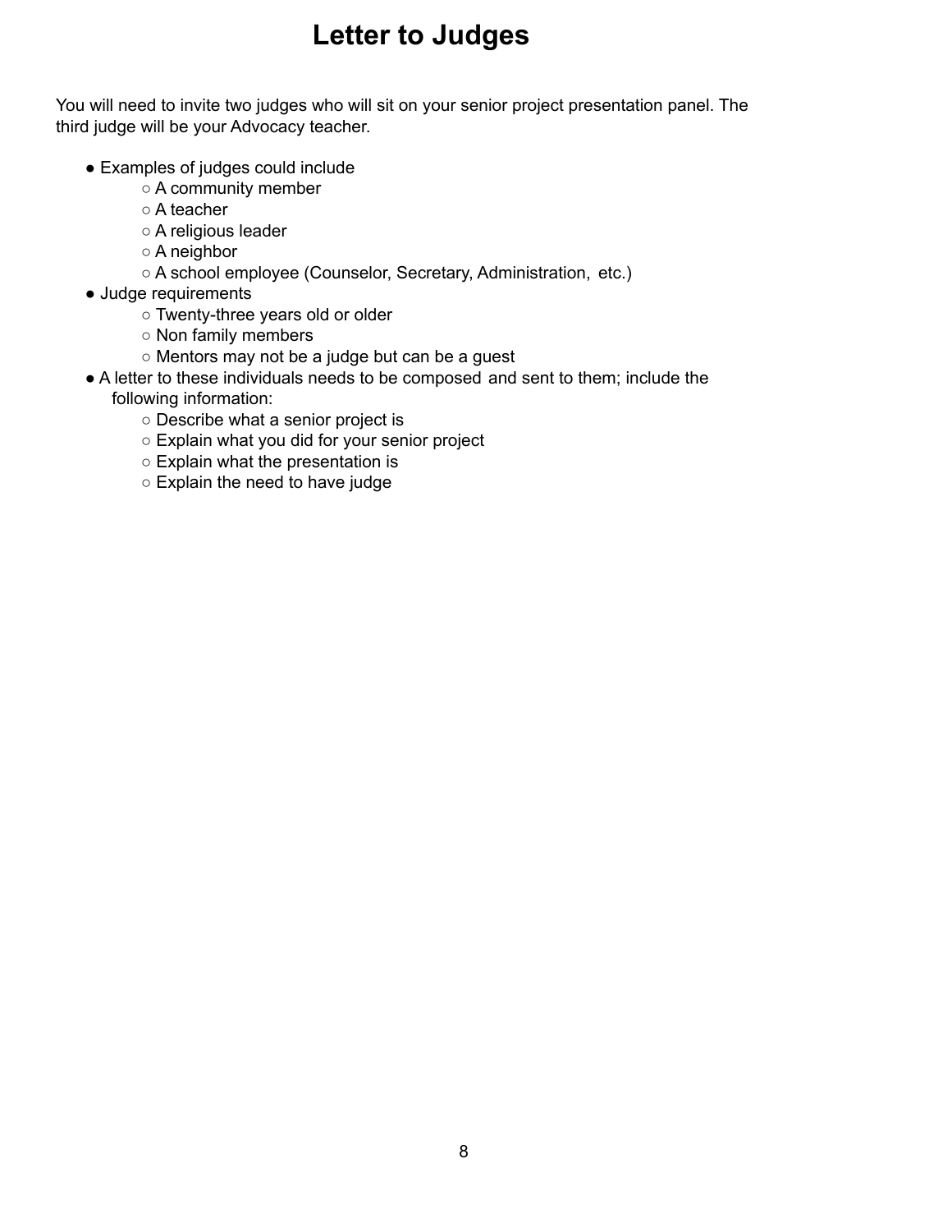# Letter to Judges

You will need to invite two judges who will sit on your senior project presentation panel. The third judge will be your Advocacy teacher.

- Examples of judges could include
  - A community member
  - A teacher
  - A religious leader
  - A neighbor
  - A school employee (Counselor, Secretary, Administration, etc.)
- Judge requirements
  - Twenty-three years old or older
  - Non family members
  - Mentors may not be a judge but can be a guest
- A letter to these individuals needs to be composed and sent to them; include the following information:
  - Describe what a senior project is
  - Explain what you did for your senior project
  - Explain what the presentation is
  - Explain the need to have judge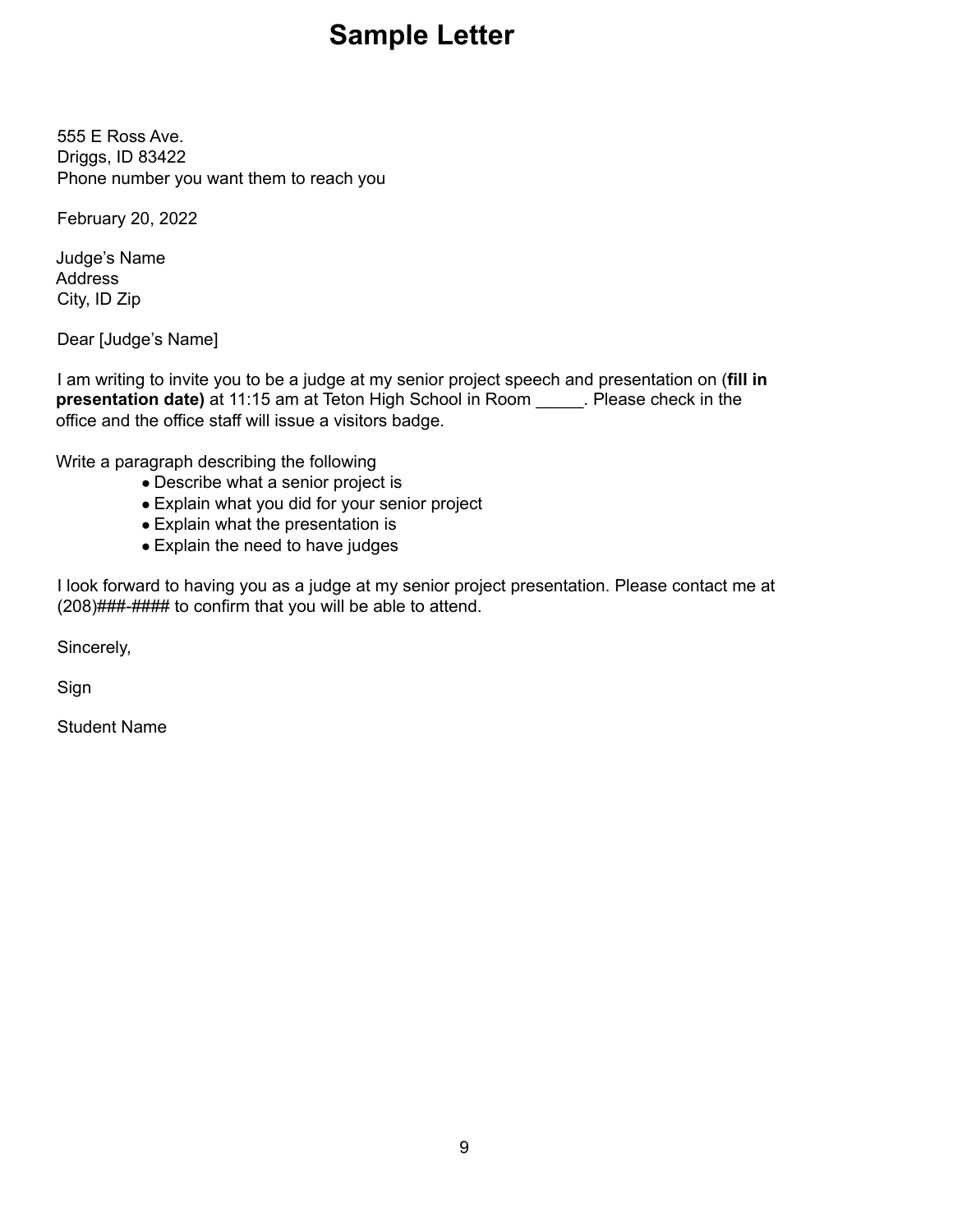# Sample Letter

555 E Ross Ave.
Driggs, ID 83422
Phone number you want them to reach you

February 20, 2022

Judge's Name
Address
City, ID Zip

Dear [Judge's Name]

I am writing to invite you to be a judge at my senior project speech and presentation on (**fill in presentation date)** at 11:15 am at Teton High School in Room _____. Please check in the office and the office staff will issue a visitors badge.

Write a paragraph describing the following

- Describe what a senior project is
- Explain what you did for your senior project
- Explain what the presentation is
- Explain the need to have judges

I look forward to having you as a judge at my senior project presentation. Please contact me at (208)###-#### to confirm that you will be able to attend.

Sincerely,

Sign

Student Name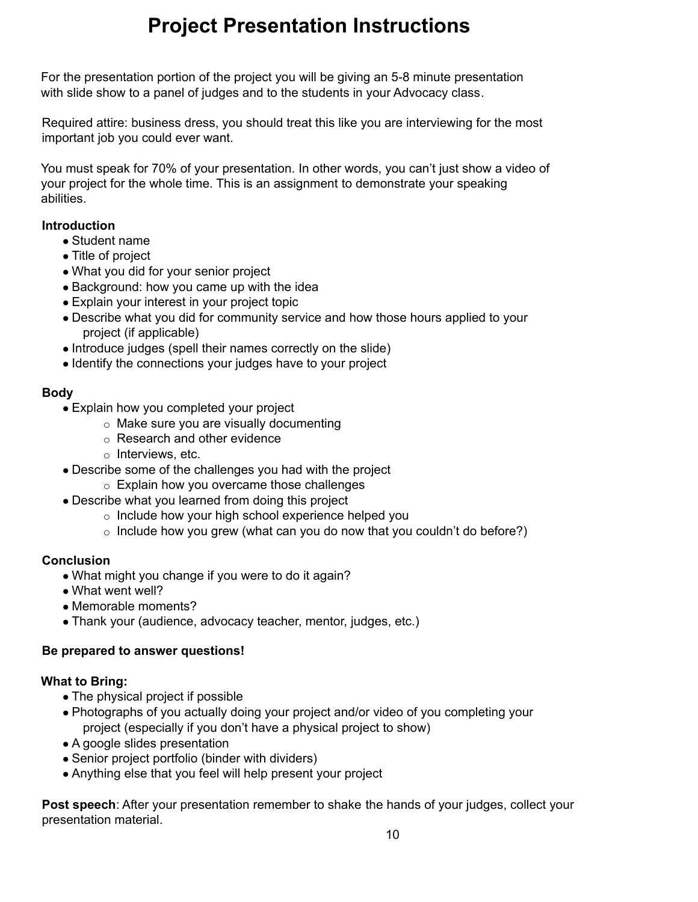# Project Presentation Instructions

For the presentation portion of the project you will be giving an 5-8 minute presentation with slide show to a panel of judges and to the students in your Advocacy class.

Required attire: business dress, you should treat this like you are interviewing for the most important job you could ever want.

You must speak for 70% of your presentation. In other words, you can't just show a video of your project for the whole time. This is an assignment to demonstrate your speaking abilities.

**Introduction**

- Student name
- Title of project
- What you did for your senior project
- Background: how you came up with the idea
- Explain your interest in your project topic
- Describe what you did for community service and how those hours applied to your project (if applicable)
- Introduce judges (spell their names correctly on the slide)
- Identify the connections your judges have to your project

**Body**

- Explain how you completed your project
  - Make sure you are visually documenting
  - Research and other evidence
  - Interviews, etc.
- Describe some of the challenges you had with the project
  - Explain how you overcame those challenges
- Describe what you learned from doing this project
  - Include how your high school experience helped you
  - Include how you grew (what can you do now that you couldn't do before?)

**Conclusion**

- What might you change if you were to do it again?
- What went well?
- Memorable moments?
- Thank your (audience, advocacy teacher, mentor, judges, etc.)

**Be prepared to answer questions!**

**What to Bring:**

- The physical project if possible
- Photographs of you actually doing your project and/or video of you completing your project (especially if you don't have a physical project to show)
- A google slides presentation
- Senior project portfolio (binder with dividers)
- Anything else that you feel will help present your project

**Post speech**: After your presentation remember to shake the hands of your judges, collect your presentation material.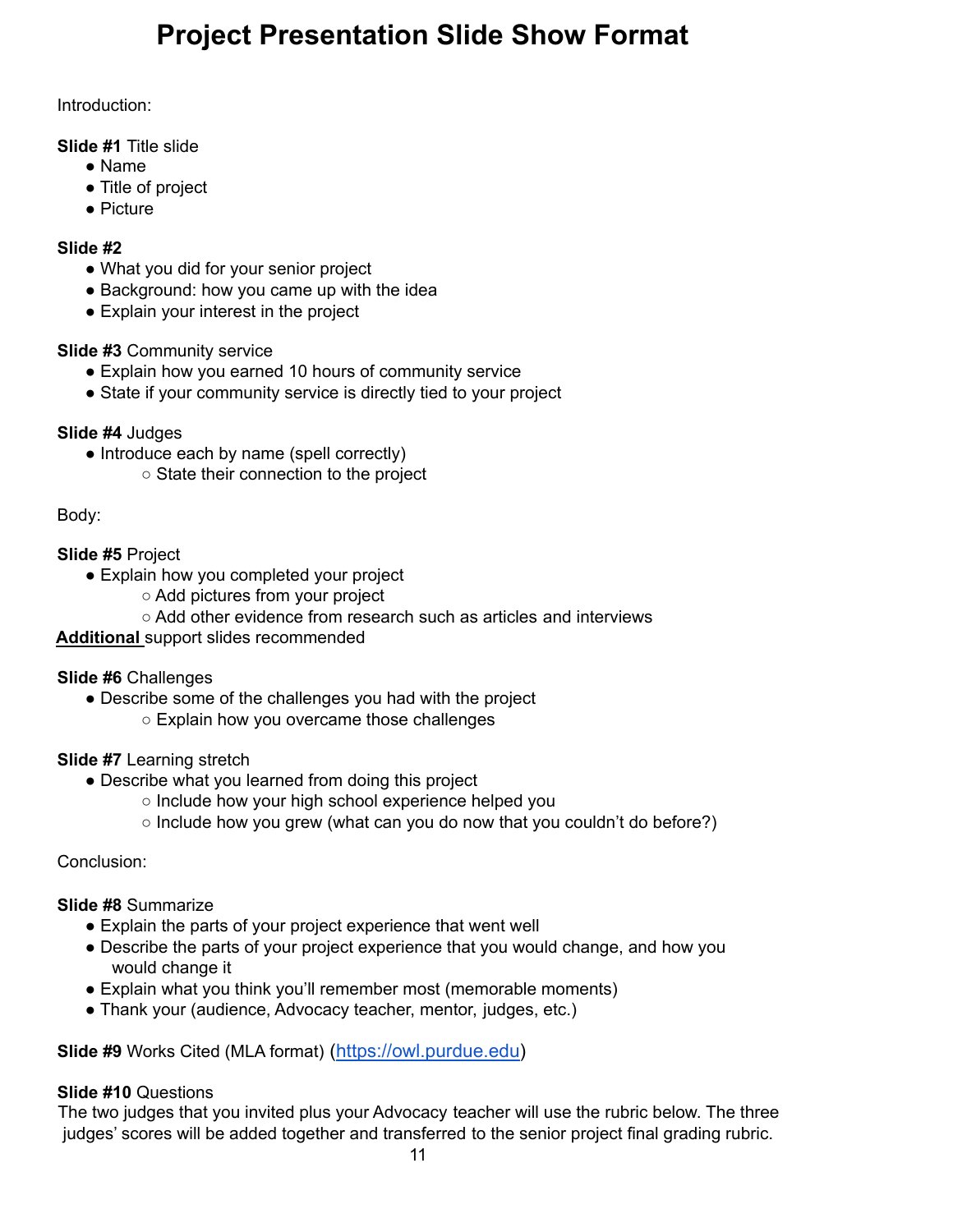# Project Presentation Slide Show Format

Introduction:

**Slide #1** Title slide

- Name
- Title of project
- Picture

**Slide #2**

- What you did for your senior project
- Background: how you came up with the idea
- Explain your interest in the project

**Slide #3** Community service

- Explain how you earned 10 hours of community service
- State if your community service is directly tied to your project

**Slide #4** Judges

- Introduce each by name (spell correctly)
  - State their connection to the project

Body:

**Slide #5** Project

- Explain how you completed your project
  - Add pictures from your project
  - Add other evidence from research such as articles and interviews

**Additional** support slides recommended

**Slide #6** Challenges

- Describe some of the challenges you had with the project
  - Explain how you overcame those challenges

**Slide #7** Learning stretch

- Describe what you learned from doing this project
  - Include how your high school experience helped you
  - Include how you grew (what can you do now that you couldn't do before?)

Conclusion:

**Slide #8** Summarize

- Explain the parts of your project experience that went well
- Describe the parts of your project experience that you would change, and how you would change it
- Explain what you think you'll remember most (memorable moments)
- Thank your (audience, Advocacy teacher, mentor, judges, etc.)

**Slide #9** Works Cited (MLA format) (https://owl.purdue.edu)

**Slide #10** Questions

The two judges that you invited plus your Advocacy teacher will use the rubric below. The three judges' scores will be added together and transferred to the senior project final grading rubric.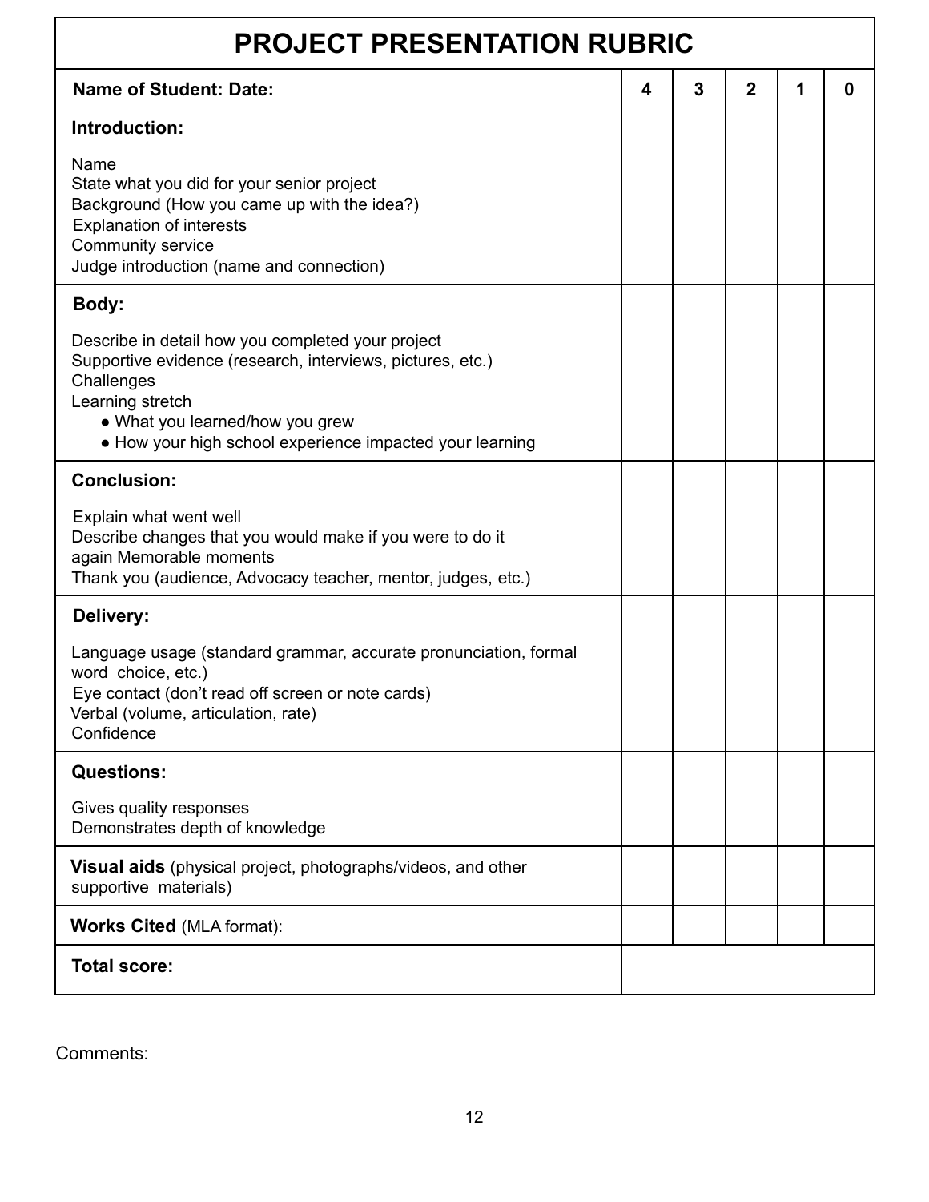# PROJECT PRESENTATION RUBRIC

| Name of Student: Date: | 4 | 3 | 2 | 1 | 0 |
|---|---|---|---|---|---|
| **Introduction:**<br><br>Name<br>State what you did for your senior project<br>Background (How you came up with the idea?)<br>Explanation of interests<br>Community service<br>Judge introduction (name and connection) | | | | | |
| **Body:**<br><br>Describe in detail how you completed your project<br>Supportive evidence (research, interviews, pictures, etc.)<br>Challenges<br>Learning stretch<br>● What you learned/how you grew<br>● How your high school experience impacted your learning | | | | | |
| **Conclusion:**<br><br>Explain what went well<br>Describe changes that you would make if you were to do it again Memorable moments<br>Thank you (audience, Advocacy teacher, mentor, judges, etc.) | | | | | |
| **Delivery:**<br><br>Language usage (standard grammar, accurate pronunciation, formal word choice, etc.)<br>Eye contact (don't read off screen or note cards)<br>Verbal (volume, articulation, rate)<br>Confidence | | | | | |
| **Questions:**<br><br>Gives quality responses<br>Demonstrates depth of knowledge | | | | | |
| **Visual aids** (physical project, photographs/videos, and other supportive materials) | | | | | |
| **Works Cited** (MLA format): | | | | | |
| **Total score:** | | | | | |

Comments: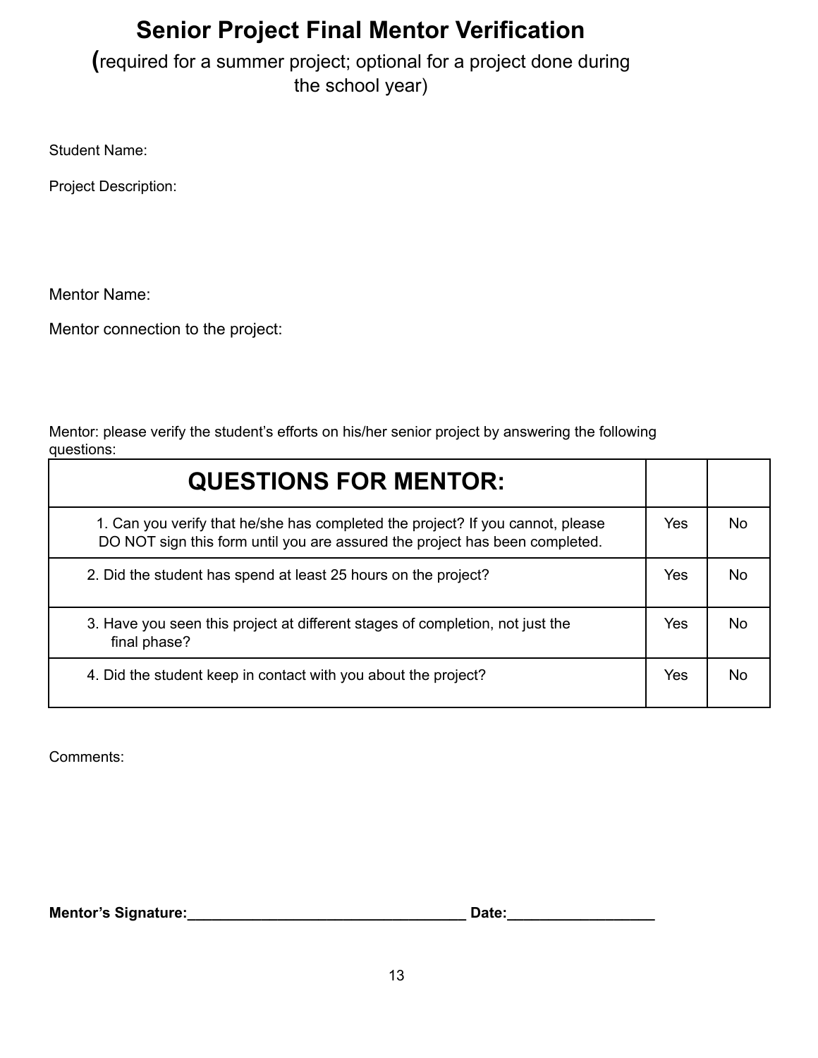# Senior Project Final Mentor Verification

(required for a summer project; optional for a project done during the school year)

Student Name:

Project Description:

Mentor Name:

Mentor connection to the project:

Mentor: please verify the student's efforts on his/her senior project by answering the following questions:

| QUESTIONS FOR MENTOR: | | |
|---|---|---|
| 1. Can you verify that he/she has completed the project? If you cannot, please DO NOT sign this form until you are assured the project has been completed. | Yes | No |
| 2. Did the student has spend at least 25 hours on the project? | Yes | No |
| 3. Have you seen this project at different stages of completion, not just the final phase? | Yes | No |
| 4. Did the student keep in contact with you about the project? | Yes | No |

Comments:

**Mentor's Signature:**\_\_\_\_\_\_\_\_\_\_\_\_\_\_\_\_\_\_\_\_\_\_\_\_\_\_\_\_\_\_\_\_\_\_\_ **Date:**\_\_\_\_\_\_\_\_\_\_\_\_\_\_\_\_\_\_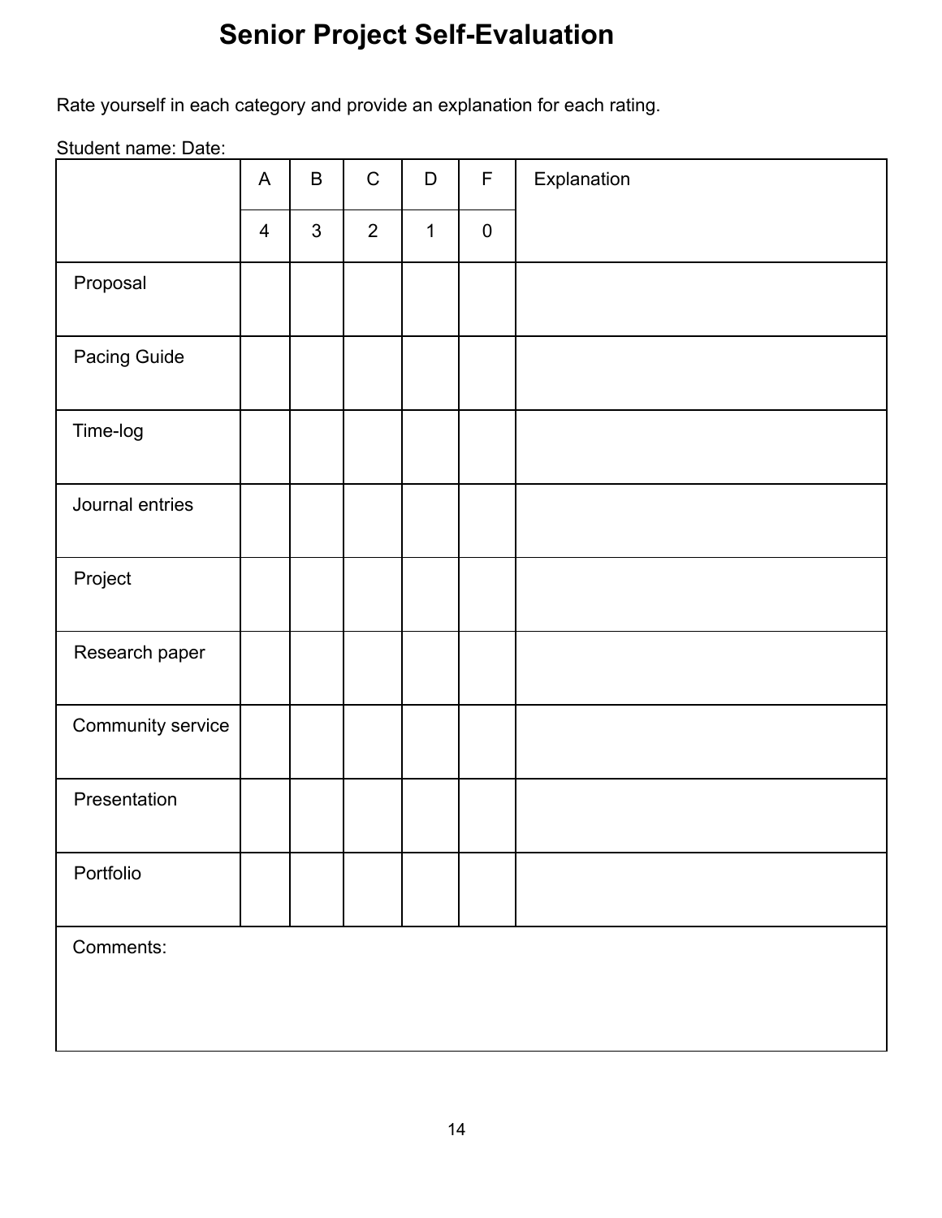# Senior Project Self-Evaluation

Rate yourself in each category and provide an explanation for each rating.

Student name: Date:

| | A | B | C | D | F | Explanation |
|---|---|---|---|---|---|---|
| | 4 | 3 | 2 | 1 | 0 | |
| Proposal | | | | | | |
| Pacing Guide | | | | | | |
| Time-log | | | | | | |
| Journal entries | | | | | | |
| Project | | | | | | |
| Research paper | | | | | | |
| Community service | | | | | | |
| Presentation | | | | | | |
| Portfolio | | | | | | |
| Comments: | | | | | | |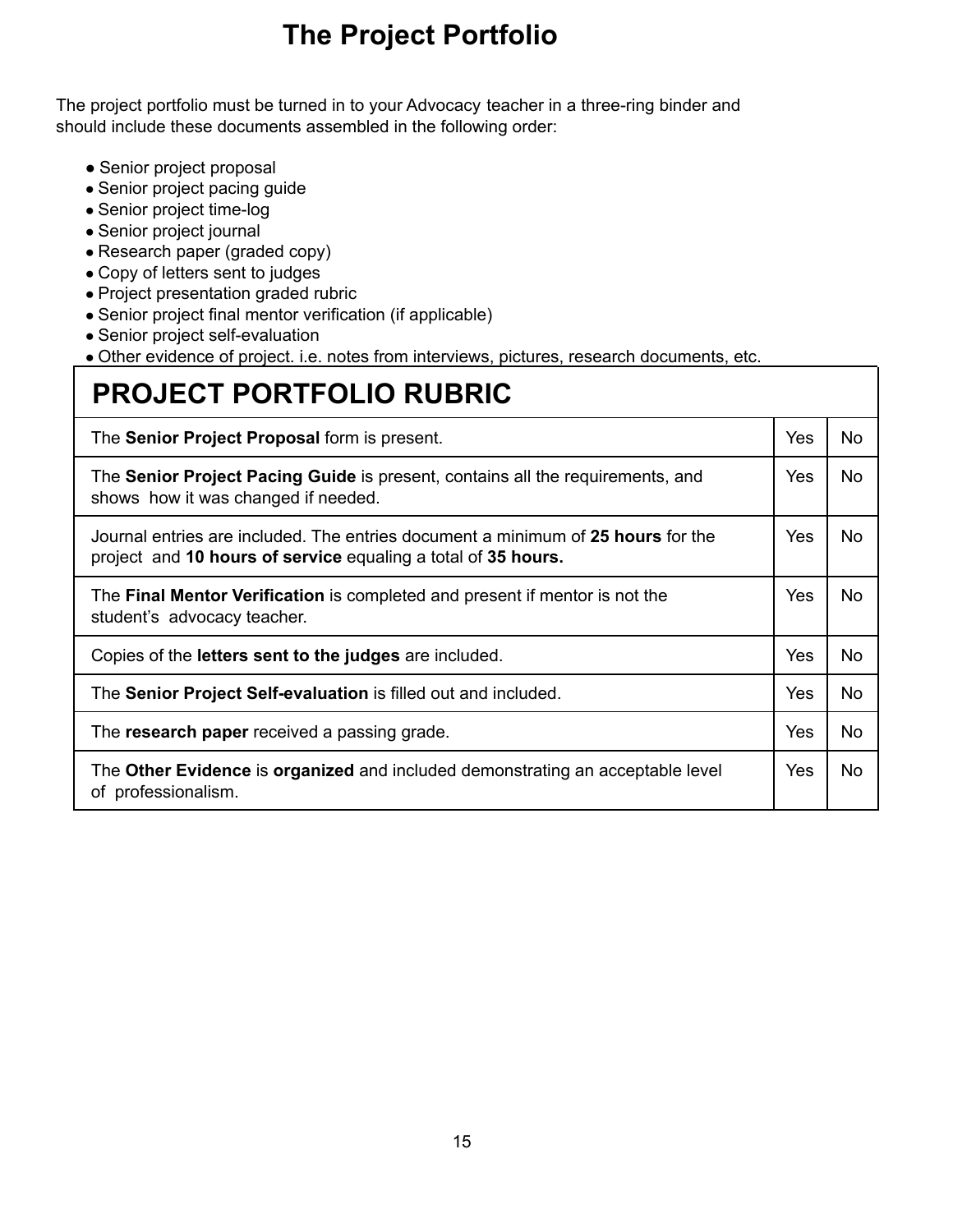# The Project Portfolio

The project portfolio must be turned in to your Advocacy teacher in a three-ring binder and should include these documents assembled in the following order:

- Senior project proposal
- Senior project pacing guide
- Senior project time-log
- Senior project journal
- Research paper (graded copy)
- Copy of letters sent to judges
- Project presentation graded rubric
- Senior project final mentor verification (if applicable)
- Senior project self-evaluation
- Other evidence of project. i.e. notes from interviews, pictures, research documents, etc.

| PROJECT PORTFOLIO RUBRIC | | |
|---|---|---|
| The **Senior Project Proposal** form is present. | Yes | No |
| The **Senior Project Pacing Guide** is present, contains all the requirements, and shows how it was changed if needed. | Yes | No |
| Journal entries are included. The entries document a minimum of **25 hours** for the project and **10 hours of service** equaling a total of **35 hours.** | Yes | No |
| The **Final Mentor Verification** is completed and present if mentor is not the student's advocacy teacher. | Yes | No |
| Copies of the **letters sent to the judges** are included. | Yes | No |
| The **Senior Project Self-evaluation** is filled out and included. | Yes | No |
| The **research paper** received a passing grade. | Yes | No |
| The **Other Evidence** is **organized** and included demonstrating an acceptable level of professionalism. | Yes | No |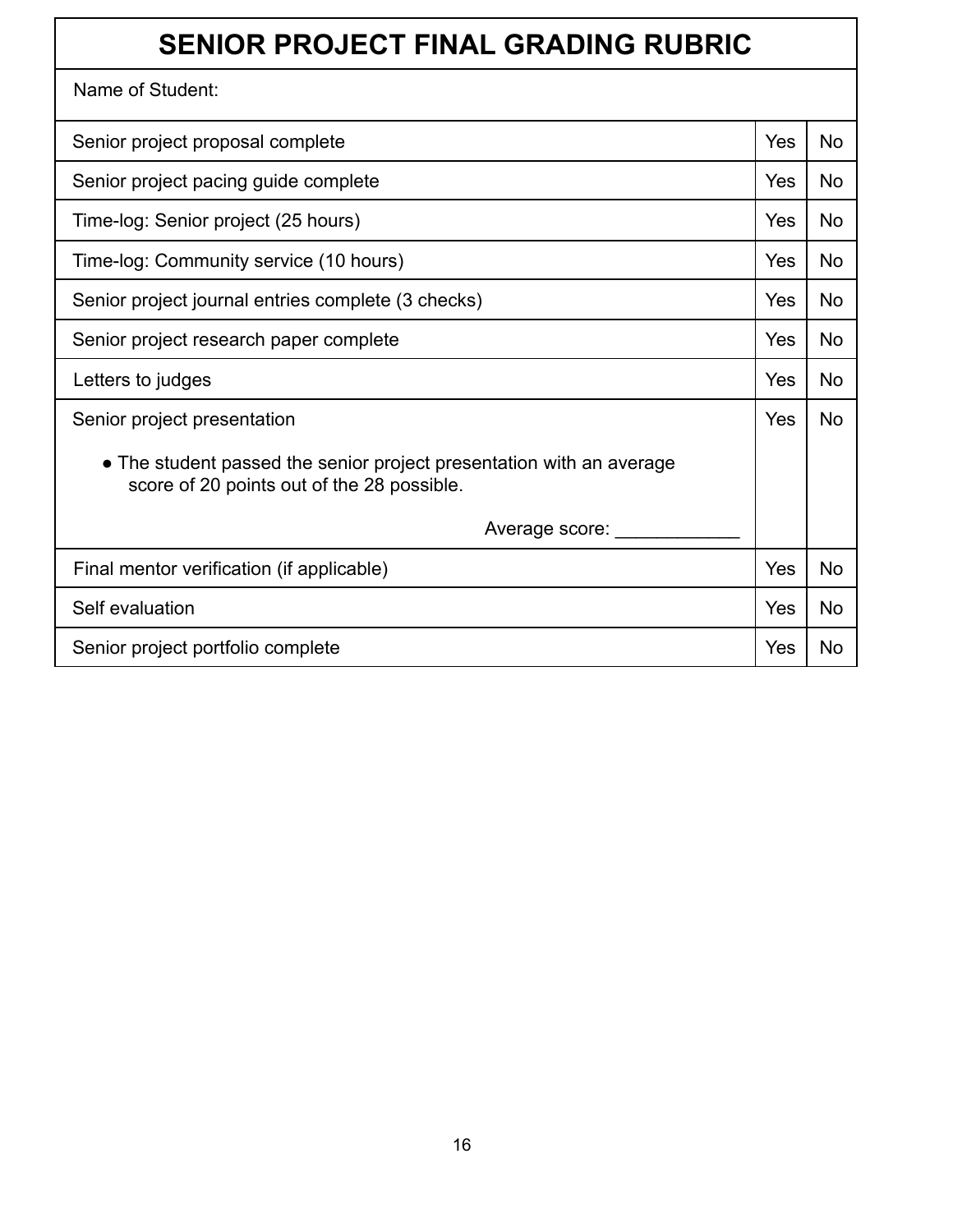# SENIOR PROJECT FINAL GRADING RUBRIC

Name of Student:

| | | |
|---|---|---|
| Senior project proposal complete | Yes | No |
| Senior project pacing guide complete | Yes | No |
| Time-log: Senior project (25 hours) | Yes | No |
| Time-log: Community service (10 hours) | Yes | No |
| Senior project journal entries complete (3 checks) | Yes | No |
| Senior project research paper complete | Yes | No |
| Letters to judges | Yes | No |
| Senior project presentation <br> • The student passed the senior project presentation with an average score of 20 points out of the 28 possible. <br> Average score: ____________ | Yes | No |
| Final mentor verification (if applicable) | Yes | No |
| Self evaluation | Yes | No |
| Senior project portfolio complete | Yes | No |